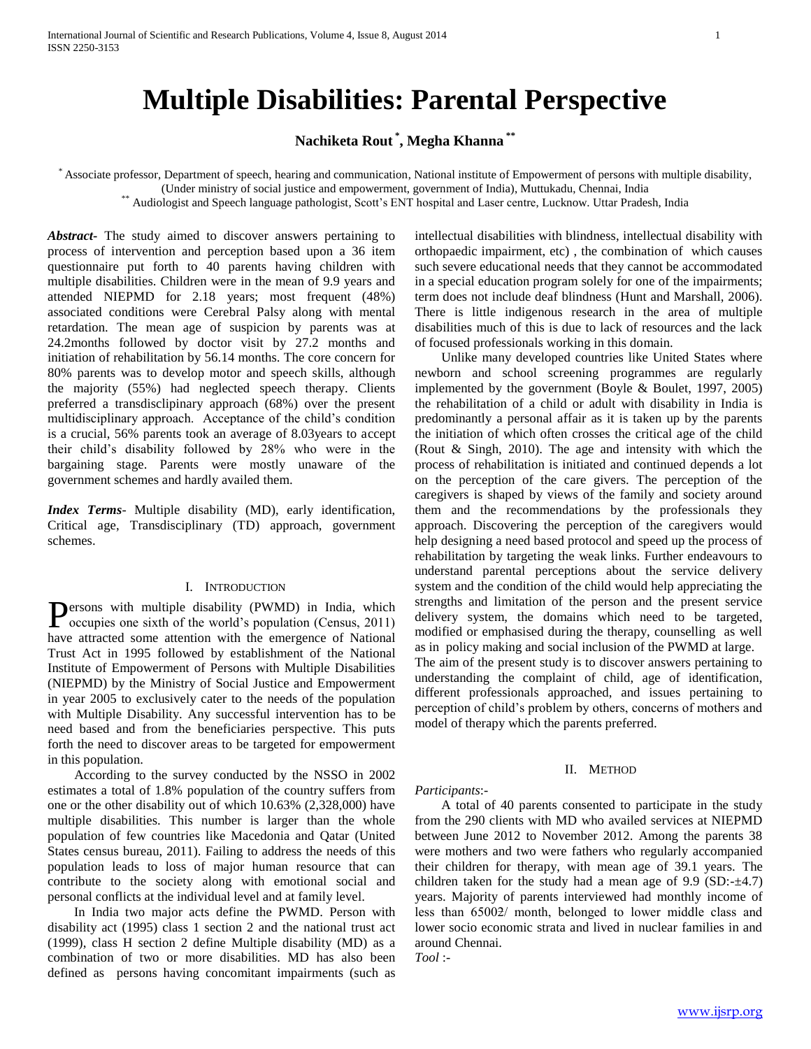# Multiple Disabilities: Parental Perspective

**Nachiketa Rout [*], Megha Khanna [**]**

[*] Associate professor, Department of speech, hearing and communication, National institute of Empowerment of persons with multiple disability, (Under ministry of social justice and empowerment, government of India), Muttukadu, Chennai, India

[**] Audiologist and Speech language pathologist, Scott's ENT hospital and Laser centre, Lucknow. Uttar Pradesh, India

***Abstract-*** The study aimed to discover answers pertaining to process of intervention and perception based upon a 36 item questionnaire put forth to 40 parents having children with multiple disabilities. Children were in the mean of 9.9 years and attended NIEPMD for 2.18 years; most frequent (48%) associated conditions were Cerebral Palsy along with mental retardation. The mean age of suspicion by parents was at 24.2months followed by doctor visit by 27.2 months and initiation of rehabilitation by 56.14 months. The core concern for 80% parents was to develop motor and speech skills, although the majority (55%) had neglected speech therapy. Clients preferred a transdisclipinary approach (68%) over the present multidisciplinary approach. Acceptance of the child's condition is a crucial, 56% parents took an average of 8.03years to accept their child's disability followed by 28% who were in the bargaining stage. Parents were mostly unaware of the government schemes and hardly availed them.

***Index Terms-*** Multiple disability (MD), early identification, Critical age, Transdisciplinary (TD) approach, government schemes.

## I. Introduction

Persons with multiple disability (PWMD) in India, which occupies one sixth of the world's population (Census, 2011) have attracted some attention with the emergence of National Trust Act in 1995 followed by establishment of the National Institute of Empowerment of Persons with Multiple Disabilities (NIEPMD) by the Ministry of Social Justice and Empowerment in year 2005 to exclusively cater to the needs of the population with Multiple Disability. Any successful intervention has to be need based and from the beneficiaries perspective. This puts forth the need to discover areas to be targeted for empowerment in this population.

According to the survey conducted by the NSSO in 2002 estimates a total of 1.8% population of the country suffers from one or the other disability out of which 10.63% (2,328,000) have multiple disabilities. This number is larger than the whole population of few countries like Macedonia and Qatar (United States census bureau, 2011). Failing to address the needs of this population leads to loss of major human resource that can contribute to the society along with emotional social and personal conflicts at the individual level and at family level.

In India two major acts define the PWMD. Person with disability act (1995) class 1 section 2 and the national trust act (1999), class H section 2 define Multiple disability (MD) as a combination of two or more disabilities. MD has also been defined as persons having concomitant impairments (such as intellectual disabilities with blindness, intellectual disability with orthopaedic impairment, etc) , the combination of which causes such severe educational needs that they cannot be accommodated in a special education program solely for one of the impairments; term does not include deaf blindness (Hunt and Marshall, 2006). There is little indigenous research in the area of multiple disabilities much of this is due to lack of resources and the lack of focused professionals working in this domain.

Unlike many developed countries like United States where newborn and school screening programmes are regularly implemented by the government (Boyle & Boulet, 1997, 2005) the rehabilitation of a child or adult with disability in India is predominantly a personal affair as it is taken up by the parents the initiation of which often crosses the critical age of the child (Rout & Singh, 2010). The age and intensity with which the process of rehabilitation is initiated and continued depends a lot on the perception of the care givers. The perception of the caregivers is shaped by views of the family and society around them and the recommendations by the professionals they approach. Discovering the perception of the caregivers would help designing a need based protocol and speed up the process of rehabilitation by targeting the weak links. Further endeavours to understand parental perceptions about the service delivery system and the condition of the child would help appreciating the strengths and limitation of the person and the present service delivery system, the domains which need to be targeted, modified or emphasised during the therapy, counselling as well as in policy making and social inclusion of the PWMD at large.

The aim of the present study is to discover answers pertaining to understanding the complaint of child, age of identification, different professionals approached, and issues pertaining to perception of child's problem by others, concerns of mothers and model of therapy which the parents preferred.

## II. Method

*Participants*:-

A total of 40 parents consented to participate in the study from the 290 clients with MD who availed services at NIEPMD between June 2012 to November 2012. Among the parents 38 were mothers and two were fathers who regularly accompanied their children for therapy, with mean age of 39.1 years. The children taken for the study had a mean age of 9.9 (SD:-±4.7) years. Majority of parents interviewed had monthly income of less than 6500₹/ month, belonged to lower middle class and lower socio economic strata and lived in nuclear families in and around Chennai.

*Tool* :-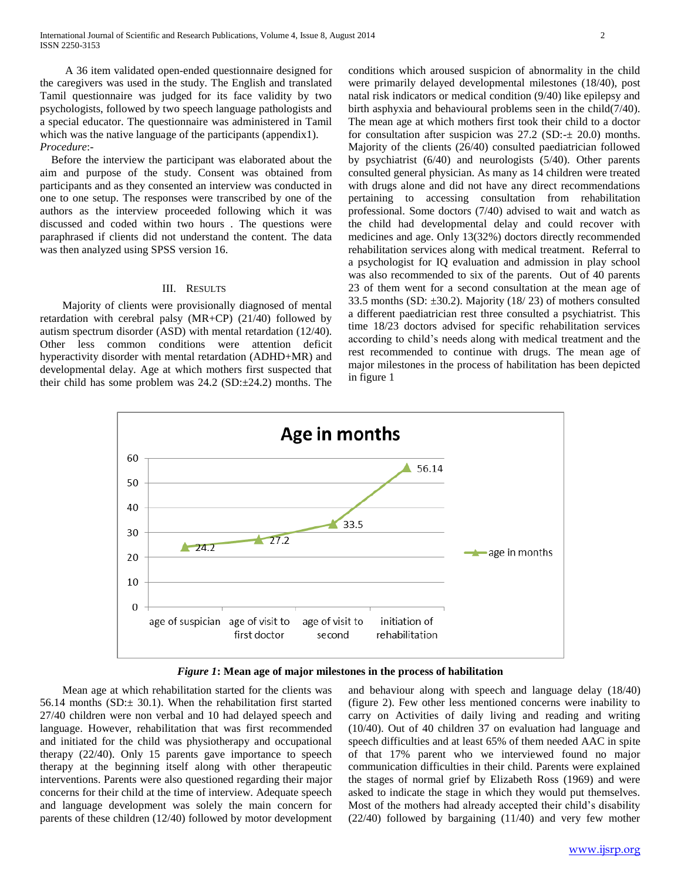A 36 item validated open-ended questionnaire designed for the caregivers was used in the study. The English and translated Tamil questionnaire was judged for its face validity by two psychologists, followed by two speech language pathologists and a special educator. The questionnaire was administered in Tamil which was the native language of the participants (appendix1).

*Procedure*:-

Before the interview the participant was elaborated about the aim and purpose of the study. Consent was obtained from participants and as they consented an interview was conducted in one to one setup. The responses were transcribed by one of the authors as the interview proceeded following which it was discussed and coded within two hours . The questions were paraphrased if clients did not understand the content. The data was then analyzed using SPSS version 16.

## III. Results

Majority of clients were provisionally diagnosed of mental retardation with cerebral palsy (MR+CP) (21/40) followed by autism spectrum disorder (ASD) with mental retardation (12/40). Other less common conditions were attention deficit hyperactivity disorder with mental retardation (ADHD+MR) and developmental delay. Age at which mothers first suspected that their child has some problem was 24.2 (SD:±24.2) months. The conditions which aroused suspicion of abnormality in the child were primarily delayed developmental milestones (18/40), post natal risk indicators or medical condition (9/40) like epilepsy and birth asphyxia and behavioural problems seen in the child(7/40). The mean age at which mothers first took their child to a doctor for consultation after suspicion was 27.2 (SD:-± 20.0) months. Majority of the clients (26/40) consulted paediatrician followed by psychiatrist (6/40) and neurologists (5/40). Other parents consulted general physician. As many as 14 children were treated with drugs alone and did not have any direct recommendations pertaining to accessing consultation from rehabilitation professional. Some doctors (7/40) advised to wait and watch as the child had developmental delay and could recover with medicines and age. Only 13(32%) doctors directly recommended rehabilitation services along with medical treatment. Referral to a psychologist for IQ evaluation and admission in play school was also recommended to six of the parents. Out of 40 parents 23 of them went for a second consultation at the mean age of 33.5 months (SD: ±30.2). Majority (18/ 23) of mothers consulted a different paediatrician rest three consulted a psychiatrist. This time 18/23 doctors advised for specific rehabilitation services according to child's needs along with medical treatment and the rest recommended to continue with drugs. The mean age of major milestones in the process of habilitation has been depicted in figure 1

***Figure 1*: Mean age of major milestones in the process of habilitation**

Mean age at which rehabilitation started for the clients was 56.14 months (SD:± 30.1). When the rehabilitation first started 27/40 children were non verbal and 10 had delayed speech and language. However, rehabilitation that was first recommended and initiated for the child was physiotherapy and occupational therapy (22/40). Only 15 parents gave importance to speech therapy at the beginning itself along with other therapeutic interventions. Parents were also questioned regarding their major concerns for their child at the time of interview. Adequate speech and language development was solely the main concern for parents of these children (12/40) followed by motor development and behaviour along with speech and language delay (18/40) (figure 2). Few other less mentioned concerns were inability to carry on Activities of daily living and reading and writing (10/40). Out of 40 children 37 on evaluation had language and speech difficulties and at least 65% of them needed AAC in spite of that 17% parent who we interviewed found no major communication difficulties in their child. Parents were explained the stages of normal grief by Elizabeth Ross (1969) and were asked to indicate the stage in which they would put themselves. Most of the mothers had already accepted their child's disability (22/40) followed by bargaining (11/40) and very few mother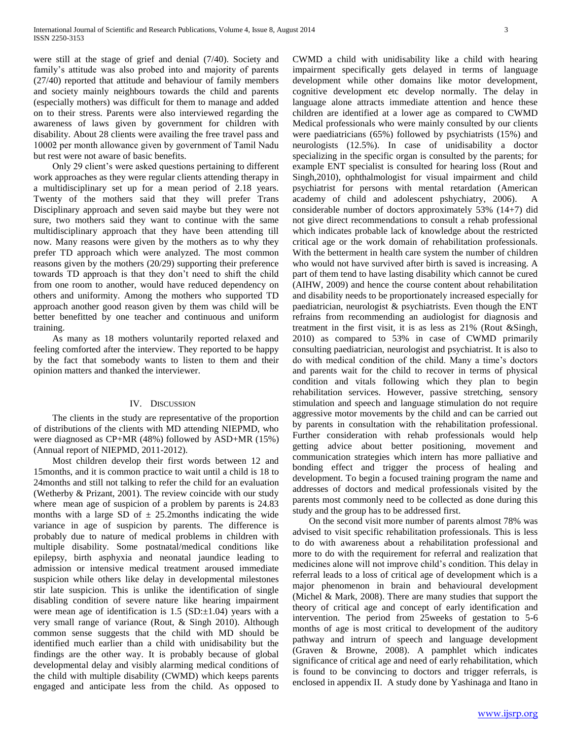were still at the stage of grief and denial (7/40). Society and family's attitude was also probed into and majority of parents (27/40) reported that attitude and behaviour of family members and society mainly neighbours towards the child and parents (especially mothers) was difficult for them to manage and added on to their stress. Parents were also interviewed regarding the awareness of laws given by government for children with disability. About 28 clients were availing the free travel pass and 1000₹ per month allowance given by government of Tamil Nadu but rest were not aware of basic benefits.

Only 29 client's were asked questions pertaining to different work approaches as they were regular clients attending therapy in a multidisciplinary set up for a mean period of 2.18 years. Twenty of the mothers said that they will prefer Trans Disciplinary approach and seven said maybe but they were not sure, two mothers said they want to continue with the same multidisciplinary approach that they have been attending till now. Many reasons were given by the mothers as to why they prefer TD approach which were analyzed. The most common reasons given by the mothers (20/29) supporting their preference towards TD approach is that they don't need to shift the child from one room to another, would have reduced dependency on others and uniformity. Among the mothers who supported TD approach another good reason given by them was child will be better benefitted by one teacher and continuous and uniform training.

As many as 18 mothers voluntarily reported relaxed and feeling comforted after the interview. They reported to be happy by the fact that somebody wants to listen to them and their opinion matters and thanked the interviewer.

## IV. Discussion

The clients in the study are representative of the proportion of distributions of the clients with MD attending NIEPMD, who were diagnosed as CP+MR (48%) followed by ASD+MR (15%) (Annual report of NIEPMD, 2011-2012).

Most children develop their first words between 12 and 15months, and it is common practice to wait until a child is 18 to 24months and still not talking to refer the child for an evaluation (Wetherby & Prizant, 2001). The review coincide with our study where mean age of suspicion of a problem by parents is 24.83 months with a large SD of ± 25.2months indicating the wide variance in age of suspicion by parents. The difference is probably due to nature of medical problems in children with multiple disability. Some postnatal/medical conditions like epilepsy, birth asphyxia and neonatal jaundice leading to admission or intensive medical treatment aroused immediate suspicion while others like delay in developmental milestones stir late suspicion. This is unlike the identification of single disabling condition of severe nature like hearing impairment were mean age of identification is 1.5 (SD:±1.04) years with a very small range of variance (Rout, & Singh 2010). Although common sense suggests that the child with MD should be identified much earlier than a child with unidisability but the findings are the other way. It is probably because of global developmental delay and visibly alarming medical conditions of the child with multiple disability (CWMD) which keeps parents engaged and anticipate less from the child. As opposed to CWMD a child with unidisability like a child with hearing impairment specifically gets delayed in terms of language development while other domains like motor development, cognitive development etc develop normally. The delay in language alone attracts immediate attention and hence these children are identified at a lower age as compared to CWMD Medical professionals who were mainly consulted by our clients were paediatricians (65%) followed by psychiatrists (15%) and neurologists (12.5%). In case of unidisability a doctor specializing in the specific organ is consulted by the parents; for example ENT specialist is consulted for hearing loss (Rout and Singh,2010), ophthalmologist for visual impairment and child psychiatrist for persons with mental retardation (American academy of child and adolescent pshychiatry, 2006). A considerable number of doctors approximately 53% (14+7) did not give direct recommendations to consult a rehab professional which indicates probable lack of knowledge about the restricted critical age or the work domain of rehabilitation professionals. With the betterment in health care system the number of children who would not have survived after birth is saved is increasing. A part of them tend to have lasting disability which cannot be cured (AIHW, 2009) and hence the course content about rehabilitation and disability needs to be proportionately increased especially for paediatrician, neurologist & psychiatrists. Even though the ENT refrains from recommending an audiologist for diagnosis and treatment in the first visit, it is as less as 21% (Rout &Singh, 2010) as compared to 53% in case of CWMD primarily consulting paediatrician, neurologist and psychiatrist. It is also to do with medical condition of the child. Many a time's doctors and parents wait for the child to recover in terms of physical condition and vitals following which they plan to begin rehabilitation services. However, passive stretching, sensory stimulation and speech and language stimulation do not require aggressive motor movements by the child and can be carried out by parents in consultation with the rehabilitation professional. Further consideration with rehab professionals would help getting advice about better positioning, movement and communication strategies which intern has more palliative and bonding effect and trigger the process of healing and development. To begin a focused training program the name and addresses of doctors and medical professionals visited by the parents most commonly need to be collected as done during this study and the group has to be addressed first.

On the second visit more number of parents almost 78% was advised to visit specific rehabilitation professionals. This is less to do with awareness about a rehabilitation professional and more to do with the requirement for referral and realization that medicines alone will not improve child's condition. This delay in referral leads to a loss of critical age of development which is a major phenomenon in brain and behavioural development (Michel & Mark, 2008). There are many studies that support the theory of critical age and concept of early identification and intervention. The period from 25weeks of gestation to 5-6 months of age is most critical to development of the auditory pathway and intrurn of speech and language development (Graven & Browne, 2008). A pamphlet which indicates significance of critical age and need of early rehabilitation, which is found to be convincing to doctors and trigger referrals, is enclosed in appendix II. A study done by Yashinaga and Itano in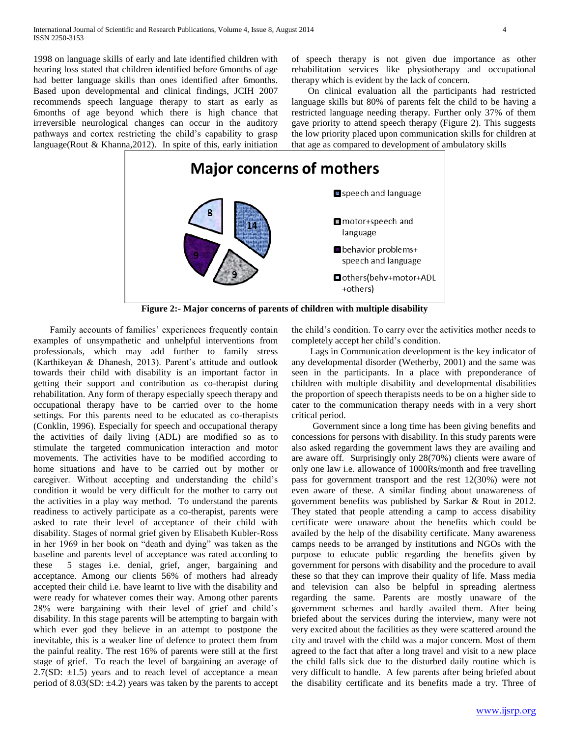1998 on language skills of early and late identified children with hearing loss stated that children identified before 6months of age had better language skills than ones identified after 6months. Based upon developmental and clinical findings, JCIH 2007 recommends speech language therapy to start as early as 6months of age beyond which there is high chance that irreversible neurological changes can occur in the auditory pathways and cortex restricting the child's capability to grasp language(Rout & Khanna,2012). In spite of this, early initiation of speech therapy is not given due importance as other rehabilitation services like physiotherapy and occupational therapy which is evident by the lack of concern.

On clinical evaluation all the participants had restricted language skills but 80% of parents felt the child to be having a restricted language needing therapy. Further only 37% of them gave priority to attend speech therapy (Figure 2). This suggests the low priority placed upon communication skills for children at that age as compared to development of ambulatory skills

**Major concerns of mothers**

| Concern | Number |
|---|---|
| speech and language | 14 |
| motor+speech and language | 9 |
| behavior problems+ speech and language | 9 |
| others(behv+motor+ADL +others) | 8 |

**Figure 2:- Major concerns of parents of children with multiple disability**

Family accounts of families' experiences frequently contain examples of unsympathetic and unhelpful interventions from professionals, which may add further to family stress (Karthikeyan & Dhanesh, 2013). Parent's attitude and outlook towards their child with disability is an important factor in getting their support and contribution as co-therapist during rehabilitation. Any form of therapy especially speech therapy and occupational therapy have to be carried over to the home settings. For this parents need to be educated as co-therapists (Conklin, 1996). Especially for speech and occupational therapy the activities of daily living (ADL) are modified so as to stimulate the targeted communication interaction and motor movements. The activities have to be modified according to home situations and have to be carried out by mother or caregiver. Without accepting and understanding the child's condition it would be very difficult for the mother to carry out the activities in a play way method. To understand the parents readiness to actively participate as a co-therapist, parents were asked to rate their level of acceptance of their child with disability. Stages of normal grief given by Elisabeth Kubler-Ross in her 1969 in her book on "death and dying" was taken as the baseline and parents level of acceptance was rated according to these 5 stages i.e. denial, grief, anger, bargaining and acceptance. Among our clients 56% of mothers had already accepted their child i.e. have learnt to live with the disability and were ready for whatever comes their way. Among other parents 28% were bargaining with their level of grief and child's disability. In this stage parents will be attempting to bargain with which ever god they believe in an attempt to postpone the inevitable, this is a weaker line of defence to protect them from the painful reality. The rest 16% of parents were still at the first stage of grief. To reach the level of bargaining an average of 2.7(SD: ±1.5) years and to reach level of acceptance a mean period of 8.03(SD: ±4.2) years was taken by the parents to accept the child's condition. To carry over the activities mother needs to completely accept her child's condition.

Lags in Communication development is the key indicator of any developmental disorder (Wetherby, 2001) and the same was seen in the participants. In a place with preponderance of children with multiple disability and developmental disabilities the proportion of speech therapists needs to be on a higher side to cater to the communication therapy needs with in a very short critical period.

Government since a long time has been giving benefits and concessions for persons with disability. In this study parents were also asked regarding the government laws they are availing and are aware off. Surprisingly only 28(70%) clients were aware of only one law i.e. allowance of 1000Rs/month and free travelling pass for government transport and the rest 12(30%) were not even aware of these. A similar finding about unawareness of government benefits was published by Sarkar & Rout in 2012. They stated that people attending a camp to access disability certificate were unaware about the benefits which could be availed by the help of the disability certificate. Many awareness camps needs to be arranged by institutions and NGOs with the purpose to educate public regarding the benefits given by government for persons with disability and the procedure to avail these so that they can improve their quality of life. Mass media and television can also be helpful in spreading alertness regarding the same. Parents are mostly unaware of the government schemes and hardly availed them. After being briefed about the services during the interview, many were not very excited about the facilities as they were scattered around the city and travel with the child was a major concern. Most of them agreed to the fact that after a long travel and visit to a new place the child falls sick due to the disturbed daily routine which is very difficult to handle. A few parents after being briefed about the disability certificate and its benefits made a try. Three of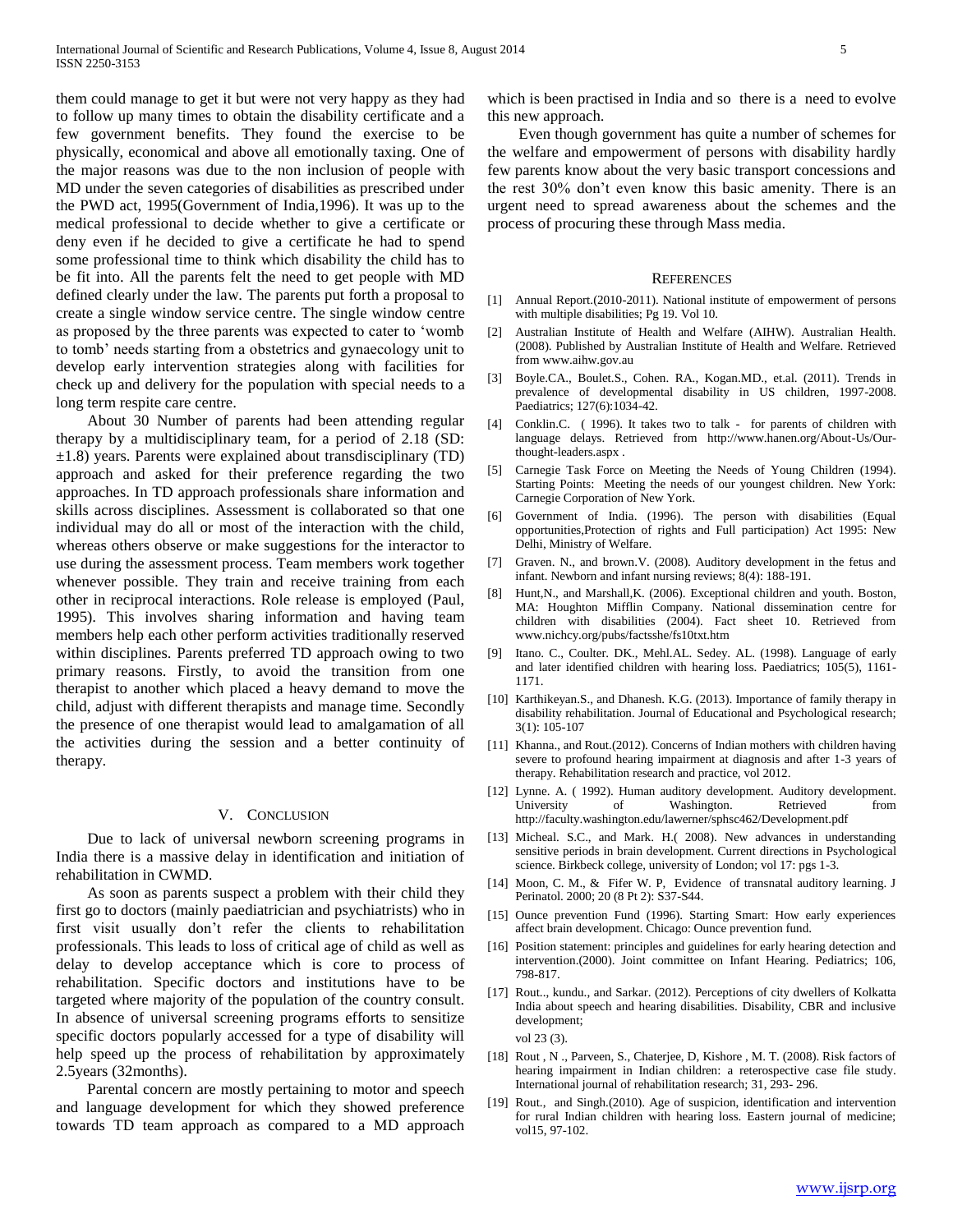them could manage to get it but were not very happy as they had to follow up many times to obtain the disability certificate and a few government benefits. They found the exercise to be physically, economical and above all emotionally taxing. One of the major reasons was due to the non inclusion of people with MD under the seven categories of disabilities as prescribed under the PWD act, 1995(Government of India,1996). It was up to the medical professional to decide whether to give a certificate or deny even if he decided to give a certificate he had to spend some professional time to think which disability the child has to be fit into. All the parents felt the need to get people with MD defined clearly under the law. The parents put forth a proposal to create a single window service centre. The single window centre as proposed by the three parents was expected to cater to 'womb to tomb' needs starting from a obstetrics and gynaecology unit to develop early intervention strategies along with facilities for check up and delivery for the population with special needs to a long term respite care centre.

About 30 Number of parents had been attending regular therapy by a multidisciplinary team, for a period of 2.18 (SD: ±1.8) years. Parents were explained about transdisciplinary (TD) approach and asked for their preference regarding the two approaches. In TD approach professionals share information and skills across disciplines. Assessment is collaborated so that one individual may do all or most of the interaction with the child, whereas others observe or make suggestions for the interactor to use during the assessment process. Team members work together whenever possible. They train and receive training from each other in reciprocal interactions. Role release is employed (Paul, 1995). This involves sharing information and having team members help each other perform activities traditionally reserved within disciplines. Parents preferred TD approach owing to two primary reasons. Firstly, to avoid the transition from one therapist to another which placed a heavy demand to move the child, adjust with different therapists and manage time. Secondly the presence of one therapist would lead to amalgamation of all the activities during the session and a better continuity of therapy.

## V. Conclusion

Due to lack of universal newborn screening programs in India there is a massive delay in identification and initiation of rehabilitation in CWMD.

As soon as parents suspect a problem with their child they first go to doctors (mainly paediatrician and psychiatrists) who in first visit usually don't refer the clients to rehabilitation professionals. This leads to loss of critical age of child as well as delay to develop acceptance which is core to process of rehabilitation. Specific doctors and institutions have to be targeted where majority of the population of the country consult. In absence of universal screening programs efforts to sensitize specific doctors popularly accessed for a type of disability will help speed up the process of rehabilitation by approximately 2.5years (32months).

Parental concern are mostly pertaining to motor and speech and language development for which they showed preference towards TD team approach as compared to a MD approach which is been practised in India and so there is a need to evolve this new approach.

Even though government has quite a number of schemes for the welfare and empowerment of persons with disability hardly few parents know about the very basic transport concessions and the rest 30% don't even know this basic amenity. There is an urgent need to spread awareness about the schemes and the process of procuring these through Mass media.

## References

[1] Annual Report.(2010-2011). National institute of empowerment of persons with multiple disabilities; Pg 19. Vol 10.

[2] Australian Institute of Health and Welfare (AIHW). Australian Health. (2008). Published by Australian Institute of Health and Welfare. Retrieved from www.aihw.gov.au

[3] Boyle.CA., Boulet.S., Cohen. RA., Kogan.MD., et.al. (2011). Trends in prevalence of developmental disability in US children, 1997-2008. Paediatrics; 127(6):1034-42.

[4] Conklin.C. ( 1996). It takes two to talk - for parents of children with language delays. Retrieved from http://www.hanen.org/About-Us/Our-thought-leaders.aspx .

[5] Carnegie Task Force on Meeting the Needs of Young Children (1994). Starting Points: Meeting the needs of our youngest children. New York: Carnegie Corporation of New York.

[6] Government of India. (1996). The person with disabilities (Equal opportunities,Protection of rights and Full participation) Act 1995: New Delhi, Ministry of Welfare.

[7] Graven. N., and brown.V. (2008). Auditory development in the fetus and infant. Newborn and infant nursing reviews; 8(4): 188-191.

[8] Hunt,N., and Marshall,K. (2006). Exceptional children and youth. Boston, MA: Houghton Mifflin Company. National dissemination centre for children with disabilities (2004). Fact sheet 10. Retrieved from www.nichcy.org/pubs/factsshe/fs10txt.htm

[9] Itano. C., Coulter. DK., Mehl.AL. Sedey. AL. (1998). Language of early and later identified children with hearing loss. Paediatrics; 105(5), 1161-1171.

[10] Karthikeyan.S., and Dhanesh. K.G. (2013). Importance of family therapy in disability rehabilitation. Journal of Educational and Psychological research; 3(1): 105-107

[11] Khanna., and Rout.(2012). Concerns of Indian mothers with children having severe to profound hearing impairment at diagnosis and after 1-3 years of therapy. Rehabilitation research and practice, vol 2012.

[12] Lynne. A. ( 1992). Human auditory development. Auditory development. University of Washington. Retrieved from http://faculty.washington.edu/lawerner/sphsc462/Development.pdf

[13] Micheal. S.C., and Mark. H.( 2008). New advances in understanding sensitive periods in brain development. Current directions in Psychological science. Birkbeck college, university of London; vol 17: pgs 1-3.

[14] Moon, C. M., & Fifer W. P, Evidence of transnatal auditory learning. J Perinatol. 2000; 20 (8 Pt 2): S37-S44.

[15] Ounce prevention Fund (1996). Starting Smart: How early experiences affect brain development. Chicago: Ounce prevention fund.

[16] Position statement: principles and guidelines for early hearing detection and intervention.(2000). Joint committee on Infant Hearing. Pediatrics; 106, 798-817.

[17] Rout.., kundu., and Sarkar. (2012). Perceptions of city dwellers of Kolkatta India about speech and hearing disabilities. Disability, CBR and inclusive development;
vol 23 (3).

[18] Rout , N ., Parveen, S., Chaterjee, D, Kishore , M. T. (2008). Risk factors of hearing impairment in Indian children: a reterospective case file study. International journal of rehabilitation research; 31, 293- 296.

[19] Rout., and Singh.(2010). Age of suspicion, identification and intervention for rural Indian children with hearing loss. Eastern journal of medicine; vol15, 97-102.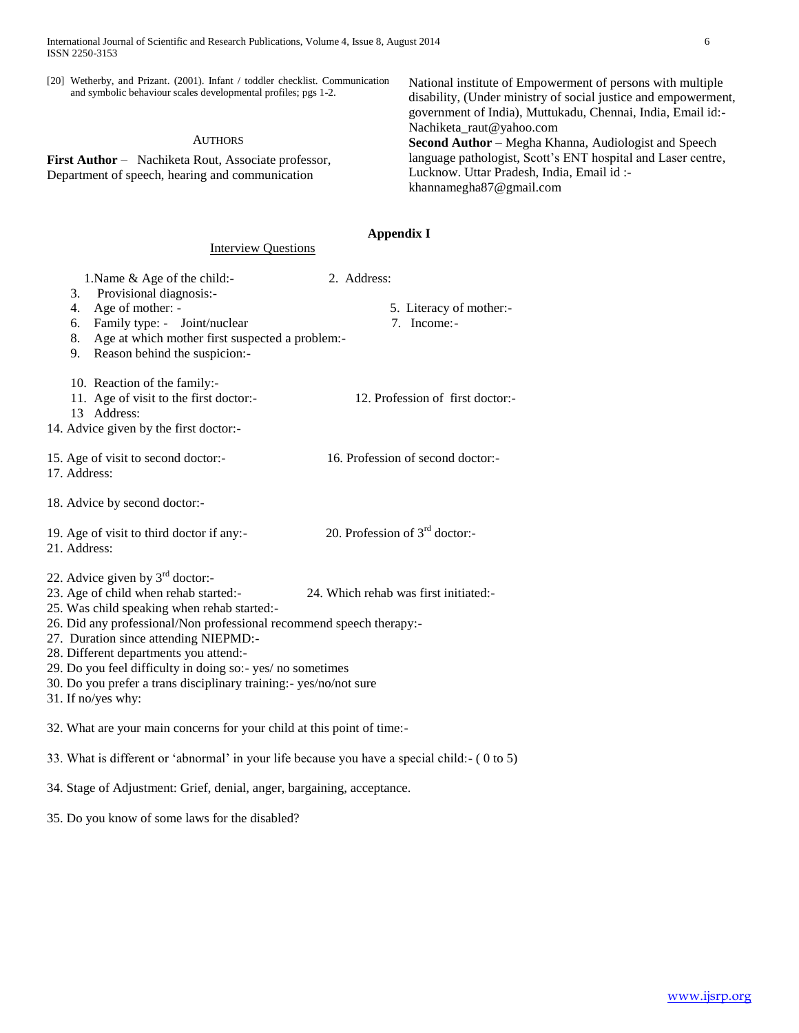[20] Wetherby, and Prizant. (2001). Infant / toddler checklist. Communication and symbolic behaviour scales developmental profiles; pgs 1-2.

## AUTHORS

**First Author** – Nachiketa Rout, Associate professor, Department of speech, hearing and communication National institute of Empowerment of persons with multiple disability, (Under ministry of social justice and empowerment, government of India), Muttukadu, Chennai, India, Email id:- Nachiketa_raut@yahoo.com

**Second Author** – Megha Khanna, Audiologist and Speech language pathologist, Scott's ENT hospital and Laser centre, Lucknow. Uttar Pradesh, India, Email id :- khannamegha87@gmail.com

## Appendix I

Interview Questions

1. Name & Age of the child:-
2. Address:
3. Provisional diagnosis:-
4. Age of mother: -
5. Literacy of mother:-
6. Family type: - Joint/nuclear
7. Income:-
8. Age at which mother first suspected a problem:-
9. Reason behind the suspicion:-
10. Reaction of the family:-
11. Age of visit to the first doctor:-
12. Profession of first doctor:-
13. Address:
14. Advice given by the first doctor:-
15. Age of visit to second doctor:-
16. Profession of second doctor:-
17. Address:
18. Advice by second doctor:-
19. Age of visit to third doctor if any:-
20. Profession of 3rd doctor:-
21. Address:
22. Advice given by 3rd doctor:-
23. Age of child when rehab started:-
24. Which rehab was first initiated:-
25. Was child speaking when rehab started:-
26. Did any professional/Non professional recommend speech therapy:-
27. Duration since attending NIEPMD:-
28. Different departments you attend:-
29. Do you feel difficulty in doing so:- yes/ no sometimes
30. Do you prefer a trans disciplinary training:- yes/no/not sure
31. If no/yes why:
32. What are your main concerns for your child at this point of time:-
33. What is different or 'abnormal' in your life because you have a special child:- ( 0 to 5)
34. Stage of Adjustment: Grief, denial, anger, bargaining, acceptance.
35. Do you know of some laws for the disabled?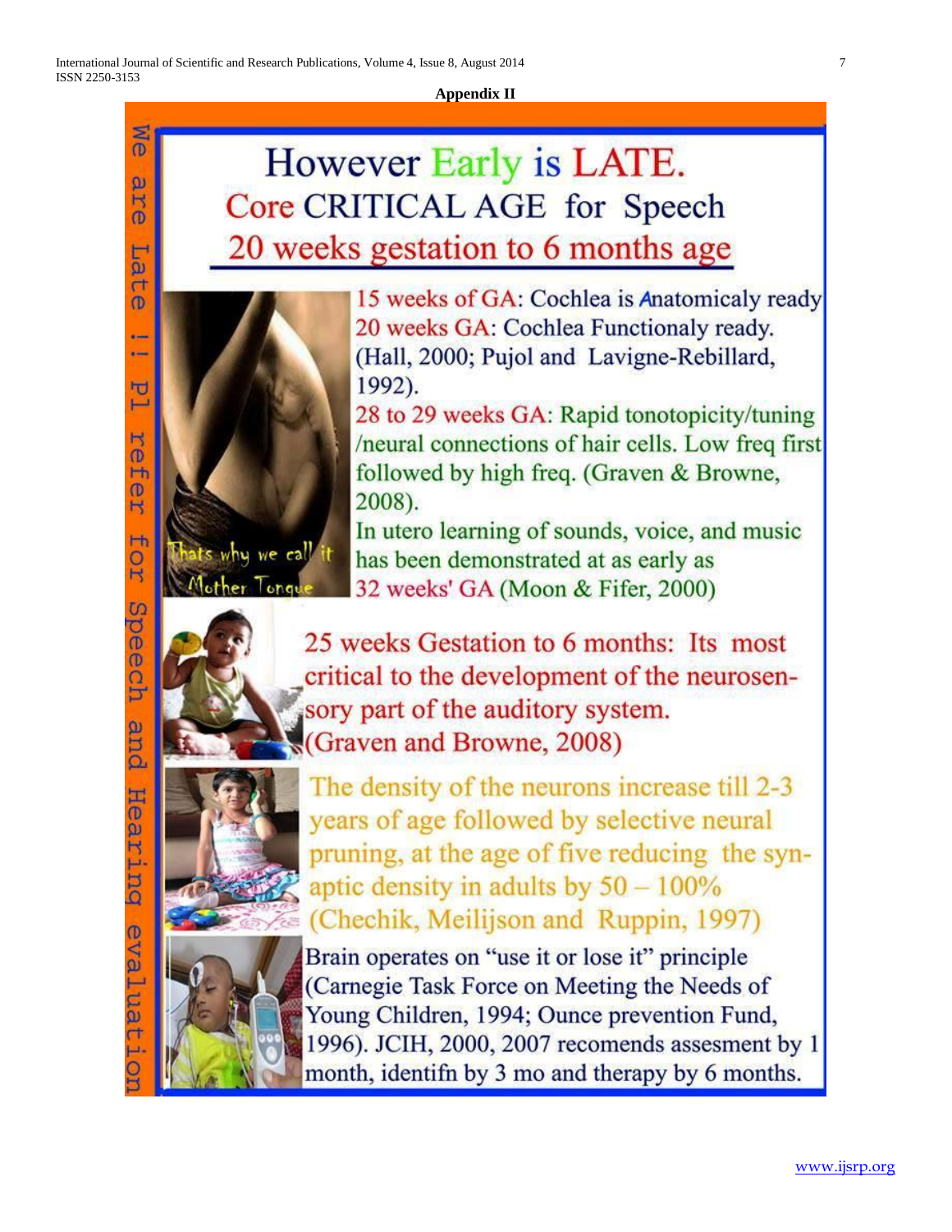**Appendix II**

We are Late !! Pl refer for Speech and Hearing evaluation

# However Early is LATE.

## Core CRITICAL AGE for Speech

## 20 weeks gestation to 6 months age

Thats why we call it Mother Tongue

15 weeks of GA: Cochlea is Anatomicaly ready
20 weeks GA: Cochlea Functionaly ready. (Hall, 2000; Pujol and Lavigne-Rebillard, 1992).
28 to 29 weeks GA: Rapid tonotopicity/tuning /neural connections of hair cells. Low freq first followed by high freq. (Graven & Browne, 2008).
In utero learning of sounds, voice, and music has been demonstrated at as early as 32 weeks' GA (Moon & Fifer, 2000)

25 weeks Gestation to 6 months: Its most critical to the development of the neurosensory part of the auditory system. (Graven and Browne, 2008)

The density of the neurons increase till 2-3 years of age followed by selective neural pruning, at the age of five reducing the synaptic density in adults by 50 – 100% (Chechik, Meilijson and Ruppin, 1997)

Brain operates on "use it or lose it" principle (Carnegie Task Force on Meeting the Needs of Young Children, 1994; Ounce prevention Fund, 1996). JCIH, 2000, 2007 recomends assesment by 1 month, identifn by 3 mo and therapy by 6 months.